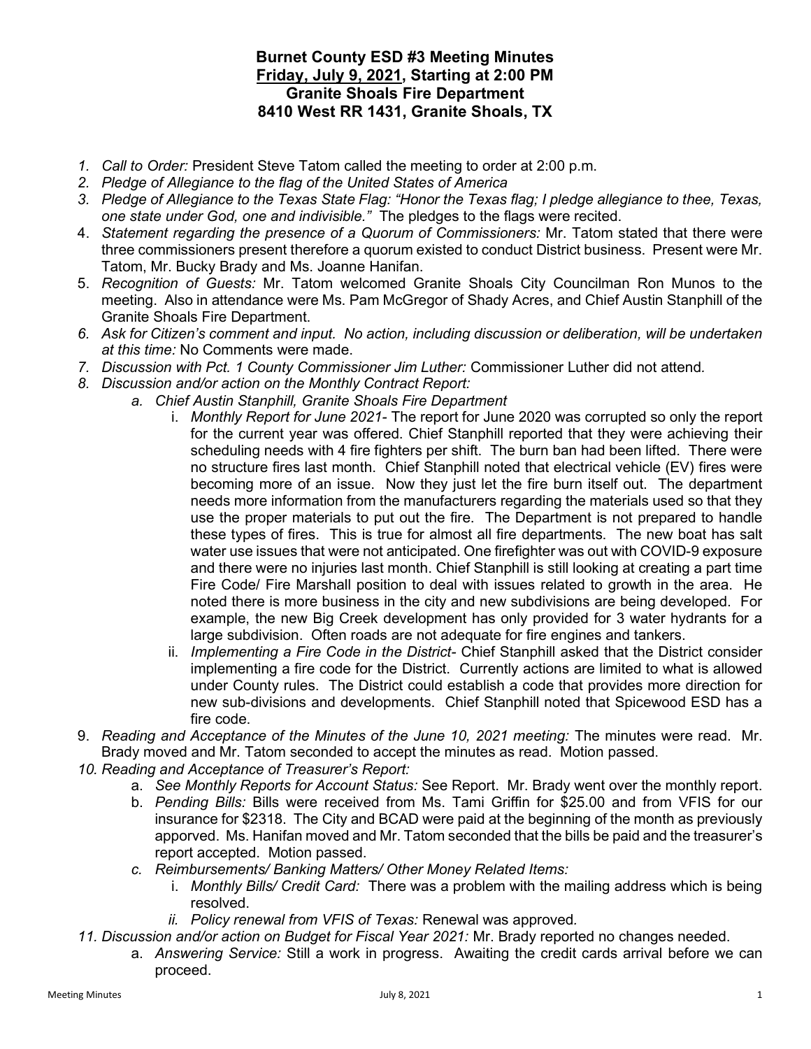# Burnet County ESD #3 Meeting Minutes

## Friday, July 9, 2021, Starting at 2:00 PM

## Granite Shoals Fire Department

## 8410 West RR 1431, Granite Shoals, TX

1. *Call to Order:* President Steve Tatom called the meeting to order at 2:00 p.m.
2. *Pledge of Allegiance to the flag of the United States of America*
3. *Pledge of Allegiance to the Texas State Flag: "Honor the Texas flag; I pledge allegiance to thee, Texas, one state under God, one and indivisible."* The pledges to the flags were recited.
4. *Statement regarding the presence of a Quorum of Commissioners:* Mr. Tatom stated that there were three commissioners present therefore a quorum existed to conduct District business. Present were Mr. Tatom, Mr. Bucky Brady and Ms. Joanne Hanifan.
5. *Recognition of Guests:* Mr. Tatom welcomed Granite Shoals City Councilman Ron Munos to the meeting. Also in attendance were Ms. Pam McGregor of Shady Acres, and Chief Austin Stanphill of the Granite Shoals Fire Department.
6. *Ask for Citizen's comment and input. No action, including discussion or deliberation, will be undertaken at this time:* No Comments were made.
7. *Discussion with Pct. 1 County Commissioner Jim Luther:* Commissioner Luther did not attend.
8. *Discussion and/or action on the Monthly Contract Report:*
   a. *Chief Austin Stanphill, Granite Shoals Fire Department*
      i. *Monthly Report for June 2021-* The report for June 2020 was corrupted so only the report for the current year was offered. Chief Stanphill reported that they were achieving their scheduling needs with 4 fire fighters per shift. The burn ban had been lifted. There were no structure fires last month. Chief Stanphill noted that electrical vehicle (EV) fires were becoming more of an issue. Now they just let the fire burn itself out. The department needs more information from the manufacturers regarding the materials used so that they use the proper materials to put out the fire. The Department is not prepared to handle these types of fires. This is true for almost all fire departments. The new boat has salt water use issues that were not anticipated. One firefighter was out with COVID-9 exposure and there were no injuries last month. Chief Stanphill is still looking at creating a part time Fire Code/ Fire Marshall position to deal with issues related to growth in the area. He noted there is more business in the city and new subdivisions are being developed. For example, the new Big Creek development has only provided for 3 water hydrants for a large subdivision. Often roads are not adequate for fire engines and tankers.
      ii. *Implementing a Fire Code in the District-* Chief Stanphill asked that the District consider implementing a fire code for the District. Currently actions are limited to what is allowed under County rules. The District could establish a code that provides more direction for new sub-divisions and developments. Chief Stanphill noted that Spicewood ESD has a fire code.
9. *Reading and Acceptance of the Minutes of the June 10, 2021 meeting:* The minutes were read. Mr. Brady moved and Mr. Tatom seconded to accept the minutes as read. Motion passed.
10. *Reading and Acceptance of Treasurer's Report:*
    a. *See Monthly Reports for Account Status:* See Report. Mr. Brady went over the monthly report.
    b. *Pending Bills:* Bills were received from Ms. Tami Griffin for $25.00 and from VFIS for our insurance for $2318. The City and BCAD were paid at the beginning of the month as previously apporved. Ms. Hanifan moved and Mr. Tatom seconded that the bills be paid and the treasurer's report accepted. Motion passed.
    c. *Reimbursements/ Banking Matters/ Other Money Related Items:*
       i. *Monthly Bills/ Credit Card:* There was a problem with the mailing address which is being resolved.
       ii. *Policy renewal from VFIS of Texas:* Renewal was approved.
11. *Discussion and/or action on Budget for Fiscal Year 2021:* Mr. Brady reported no changes needed.
    a. *Answering Service:* Still a work in progress. Awaiting the credit cards arrival before we can proceed.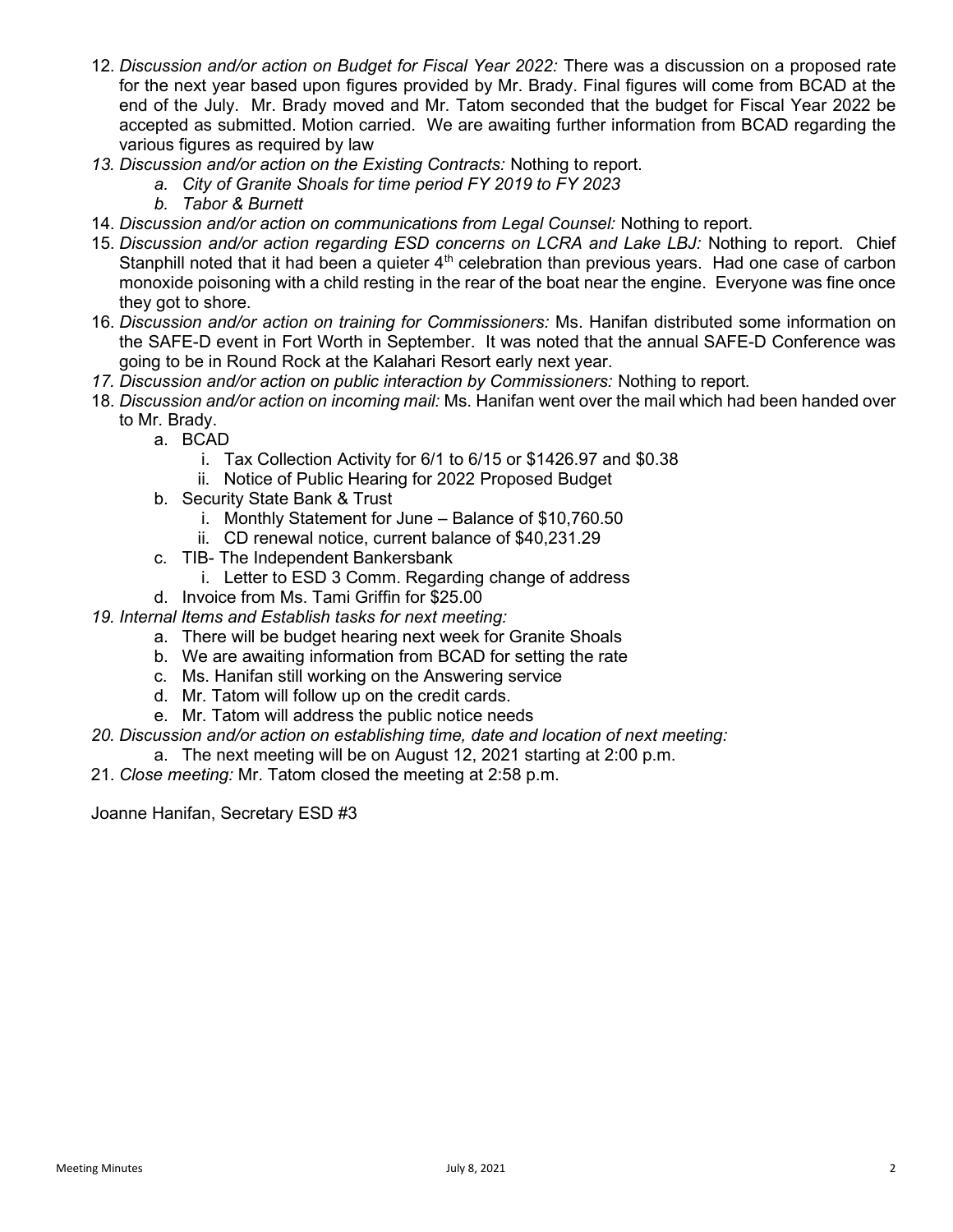12. *Discussion and/or action on Budget for Fiscal Year 2022:* There was a discussion on a proposed rate for the next year based upon figures provided by Mr. Brady. Final figures will come from BCAD at the end of the July. Mr. Brady moved and Mr. Tatom seconded that the budget for Fiscal Year 2022 be accepted as submitted. Motion carried. We are awaiting further information from BCAD regarding the various figures as required by law
13. *Discussion and/or action on the Existing Contracts:* Nothing to report.
    a. *City of Granite Shoals for time period FY 2019 to FY 2023*
    b. *Tabor & Burnett*
14. *Discussion and/or action on communications from Legal Counsel:* Nothing to report.
15. *Discussion and/or action regarding ESD concerns on LCRA and Lake LBJ:* Nothing to report. Chief Stanphill noted that it had been a quieter 4th celebration than previous years. Had one case of carbon monoxide poisoning with a child resting in the rear of the boat near the engine. Everyone was fine once they got to shore.
16. *Discussion and/or action on training for Commissioners:* Ms. Hanifan distributed some information on the SAFE-D event in Fort Worth in September. It was noted that the annual SAFE-D Conference was going to be in Round Rock at the Kalahari Resort early next year.
17. *Discussion and/or action on public interaction by Commissioners:* Nothing to report.
18. *Discussion and/or action on incoming mail:* Ms. Hanifan went over the mail which had been handed over to Mr. Brady.
    a. BCAD
        i. Tax Collection Activity for 6/1 to 6/15 or $1426.97 and $0.38
        ii. Notice of Public Hearing for 2022 Proposed Budget
    b. Security State Bank & Trust
        i. Monthly Statement for June – Balance of $10,760.50
        ii. CD renewal notice, current balance of $40,231.29
    c. TIB- The Independent Bankersbank
        i. Letter to ESD 3 Comm. Regarding change of address
    d. Invoice from Ms. Tami Griffin for $25.00
19. *Internal Items and Establish tasks for next meeting:*
    a. There will be budget hearing next week for Granite Shoals
    b. We are awaiting information from BCAD for setting the rate
    c. Ms. Hanifan still working on the Answering service
    d. Mr. Tatom will follow up on the credit cards.
    e. Mr. Tatom will address the public notice needs
20. *Discussion and/or action on establishing time, date and location of next meeting:*
    a. The next meeting will be on August 12, 2021 starting at 2:00 p.m.
21. *Close meeting:* Mr. Tatom closed the meeting at 2:58 p.m.

Joanne Hanifan, Secretary ESD #3